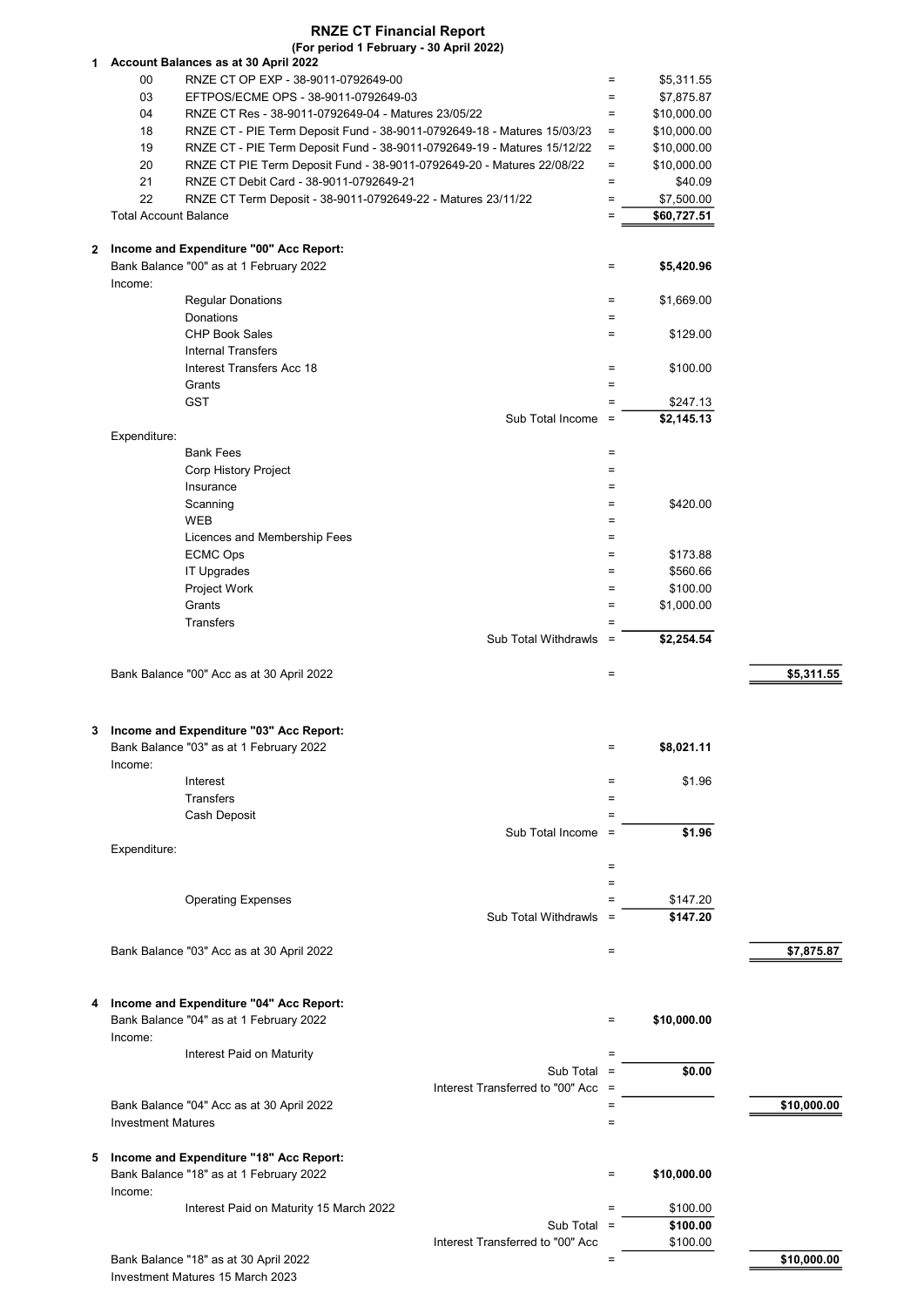# RNZE CT Financial Report

**(For period 1 February - 30 April 2022)**

## 1 Account Balances as at 30 April 2022

| | | | |
|---|---|---|---|
| 00 | RNZE CT OP EXP - 38-9011-0792649-00 | = | $5,311.55 |
| 03 | EFTPOS/ECME OPS - 38-9011-0792649-03 | = | $7,875.87 |
| 04 | RNZE CT Res - 38-9011-0792649-04 - Matures 23/05/22 | = | $10,000.00 |
| 18 | RNZE CT - PIE Term Deposit Fund - 38-9011-0792649-18 - Matures 15/03/23 | = | $10,000.00 |
| 19 | RNZE CT - PIE Term Deposit Fund - 38-9011-0792649-19 - Matures 15/12/22 | = | $10,000.00 |
| 20 | RNZE CT PIE Term Deposit Fund - 38-9011-0792649-20 - Matures 22/08/22 | = | $10,000.00 |
| 21 | RNZE CT Debit Card - 38-9011-0792649-21 | = | $40.09 |
| 22 | RNZE CT Term Deposit - 38-9011-0792649-22 - Matures 23/11/22 | = | $7,500.00 |
| **Total Account Balance** | | = | **$60,727.51** |

## 2 Income and Expenditure "00" Acc Report:

| | | | |
|---|---|---|---|
| Bank Balance "00" as at 1 February 2022 | = | **$5,420.96** | |
| **Income:** | | | |
| Regular Donations | = | $1,669.00 | |
| Donations | = | | |
| CHP Book Sales | = | $129.00 | |
| Internal Transfers | | | |
| Interest Transfers Acc 18 | = | $100.00 | |
| Grants | = | | |
| GST | = | $247.13 | |
| Sub Total Income | = | **$2,145.13** | |
| **Expenditure:** | | | |
| Bank Fees | = | | |
| Corp History Project | = | | |
| Insurance | = | | |
| Scanning | = | $420.00 | |
| WEB | = | | |
| Licences and Membership Fees | = | | |
| ECMC Ops | = | $173.88 | |
| IT Upgrades | = | $560.66 | |
| Project Work | = | $100.00 | |
| Grants | = | $1,000.00 | |
| Transfers | = | | |
| Sub Total Withdrawls | = | **$2,254.54** | |
| Bank Balance "00" Acc as at 30 April 2022 | = | | **$5,311.55** |

## 3 Income and Expenditure "03" Acc Report:

| | | | |
|---|---|---|---|
| Bank Balance "03" as at 1 February 2022 | = | **$8,021.11** | |
| **Income:** | | | |
| Interest | = | $1.96 | |
| Transfers | = | | |
| Cash Deposit | = | | |
| Sub Total Income | = | **$1.96** | |
| **Expenditure:** | | | |
| | = | | |
| | = | | |
| Operating Expenses | = | $147.20 | |
| Sub Total Withdrawls | = | **$147.20** | |
| Bank Balance "03" Acc as at 30 April 2022 | = | | **$7,875.87** |

## 4 Income and Expenditure "04" Acc Report:

| | | | |
|---|---|---|---|
| Bank Balance "04" as at 1 February 2022 | = | **$10,000.00** | |
| **Income:** | | | |
| Interest Paid on Maturity | = | | |
| Sub Total | = | **$0.00** | |
| Interest Transferred to "00" Acc | = | | |
| Bank Balance "04" Acc as at 30 April 2022 | = | | **$10,000.00** |
| Investment Matures | = | | |

## 5 Income and Expenditure "18" Acc Report:

| | | | |
|---|---|---|---|
| Bank Balance "18" as at 1 February 2022 | = | **$10,000.00** | |
| **Income:** | | | |
| Interest Paid on Maturity 15 March 2022 | = | $100.00 | |
| Sub Total | = | **$100.00** | |
| Interest Transferred to "00" Acc | | $100.00 | |
| Bank Balance "18" as at 30 April 2022 | = | | **$10,000.00** |
| Investment Matures 15 March 2023 | | | |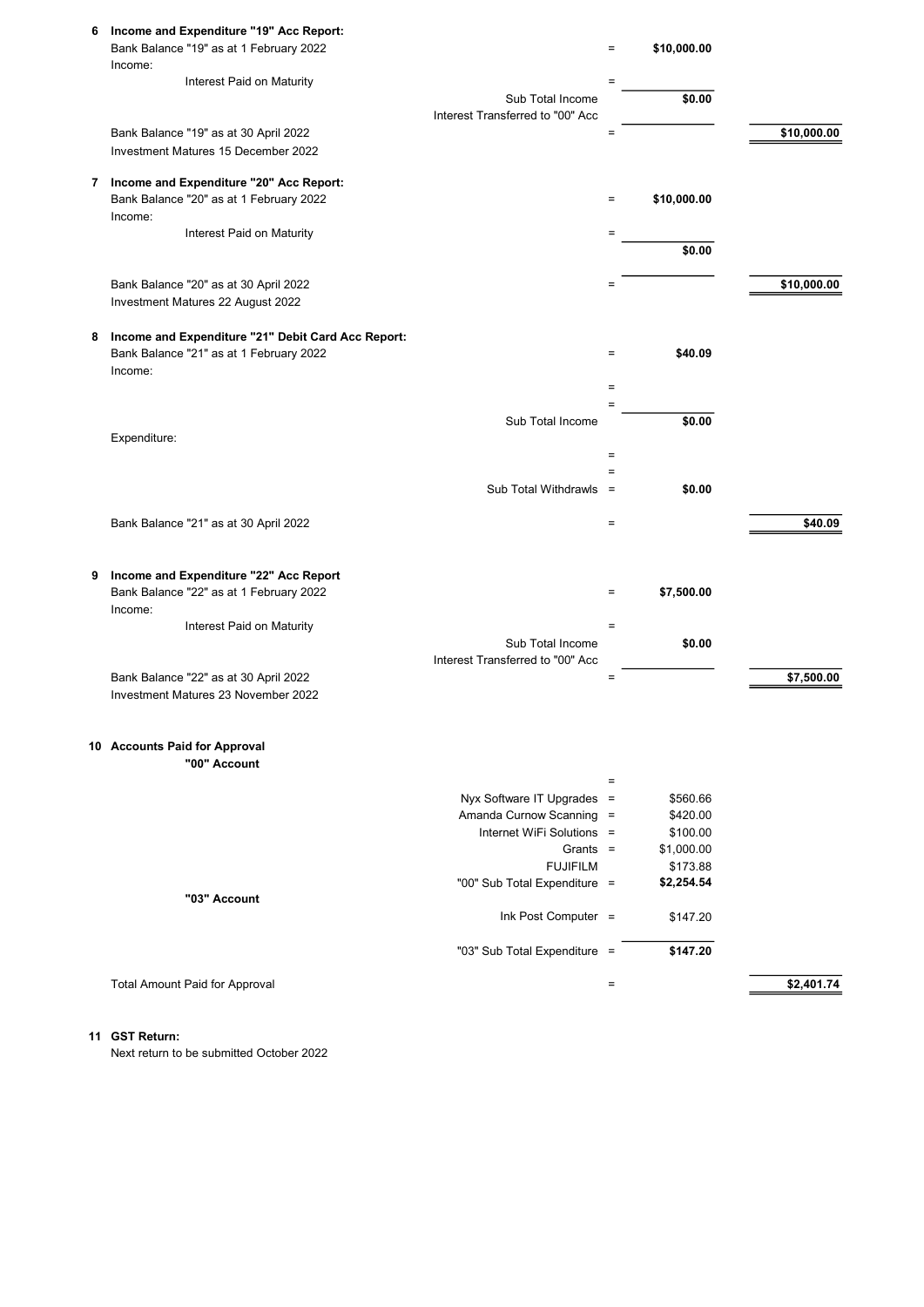**6 Income and Expenditure "19" Acc Report:**

| | | | |
|---|---|---|---|
| Bank Balance "19" as at 1 February 2022 | = | **$10,000.00** | |
| Income: | | | |
| Interest Paid on Maturity | = | | |
| Sub Total Income | | **$0.00** | |
| Interest Transferred to "00" Acc | | | |
| Bank Balance "19" as at 30 April 2022 | = | | **$10,000.00** |
| Investment Matures 15 December 2022 | | | |

**7 Income and Expenditure "20" Acc Report:**

| | | | |
|---|---|---|---|
| Bank Balance "20" as at 1 February 2022 | = | **$10,000.00** | |
| Income: | | | |
| Interest Paid on Maturity | = | | |
| | | **$0.00** | |
| Bank Balance "20" as at 30 April 2022 | = | | **$10,000.00** |
| Investment Matures 22 August 2022 | | | |

**8 Income and Expenditure "21" Debit Card Acc Report:**

| | | | |
|---|---|---|---|
| Bank Balance "21" as at 1 February 2022 | = | **$40.09** | |
| Income: | | | |
| | = | | |
| | = | | |
| Sub Total Income | | **$0.00** | |
| Expenditure: | | | |
| | = | | |
| | = | | |
| Sub Total Withdrawls | = | **$0.00** | |
| Bank Balance "21" as at 30 April 2022 | = | | **$40.09** |

**9 Income and Expenditure "22" Acc Report**

| | | | |
|---|---|---|---|
| Bank Balance "22" as at 1 February 2022 | = | **$7,500.00** | |
| Income: | | | |
| Interest Paid on Maturity | = | | |
| Sub Total Income | | **$0.00** | |
| Interest Transferred to "00" Acc | | | |
| Bank Balance "22" as at 30 April 2022 | = | | **$7,500.00** |
| Investment Matures 23 November 2022 | | | |

**10 Accounts Paid for Approval**

| | | | |
|---|---|---|---|
| **"00" Account** | | | |
| | = | | |
| Nyx Software IT Upgrades | = | $560.66 | |
| Amanda Curnow Scanning | = | $420.00 | |
| Internet WiFi Solutions | = | $100.00 | |
| Grants | = | $1,000.00 | |
| FUJIFILM | | $173.88 | |
| "00" Sub Total Expenditure | = | **$2,254.54** | |
| **"03" Account** | | | |
| Ink Post Computer | = | $147.20 | |
| "03" Sub Total Expenditure | = | **$147.20** | |
| Total Amount Paid for Approval | = | | **$2,401.74** |

**11 GST Return:**

Next return to be submitted October 2022